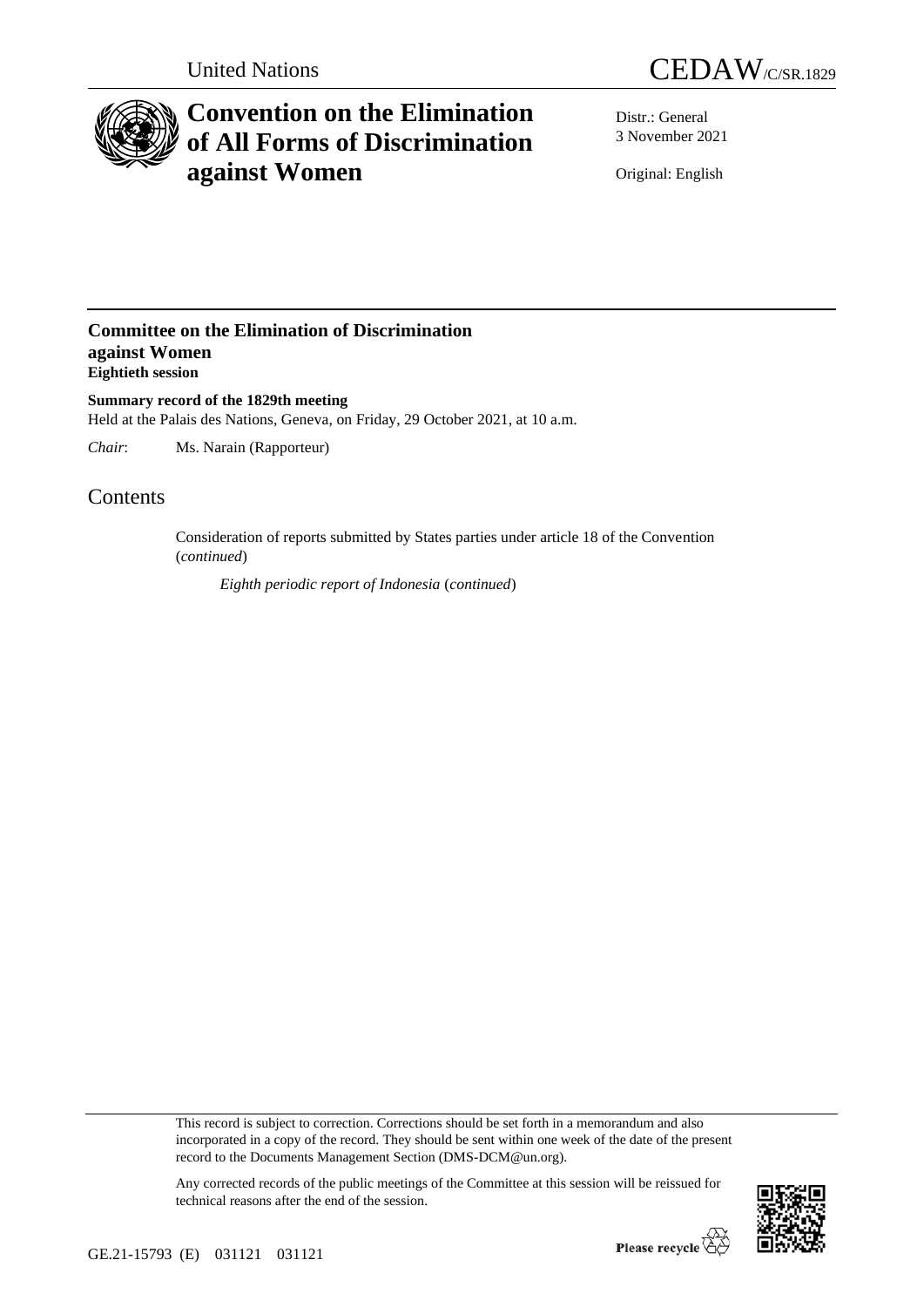United Nations CEDAW/C/SR.1829

# Convention on the Elimination of All Forms of Discrimination against Women

Distr.: General
3 November 2021

Original: English

## Committee on the Elimination of Discrimination against Women
**Eightieth session**

**Summary record of the 1829th meeting**
Held at the Palais des Nations, Geneva, on Friday, 29 October 2021, at 10 a.m.

*Chair*: Ms. Narain (Rapporteur)

# Contents

Consideration of reports submitted by States parties under article 18 of the Convention (*continued*)

*Eighth periodic report of Indonesia* (*continued*)

This record is subject to correction. Corrections should be set forth in a memorandum and also incorporated in a copy of the record. They should be sent within one week of the date of the present record to the Documents Management Section (DMS-DCM@un.org).

Any corrected records of the public meetings of the Committee at this session will be reissued for technical reasons after the end of the session.

GE.21-15793 (E) 031121 031121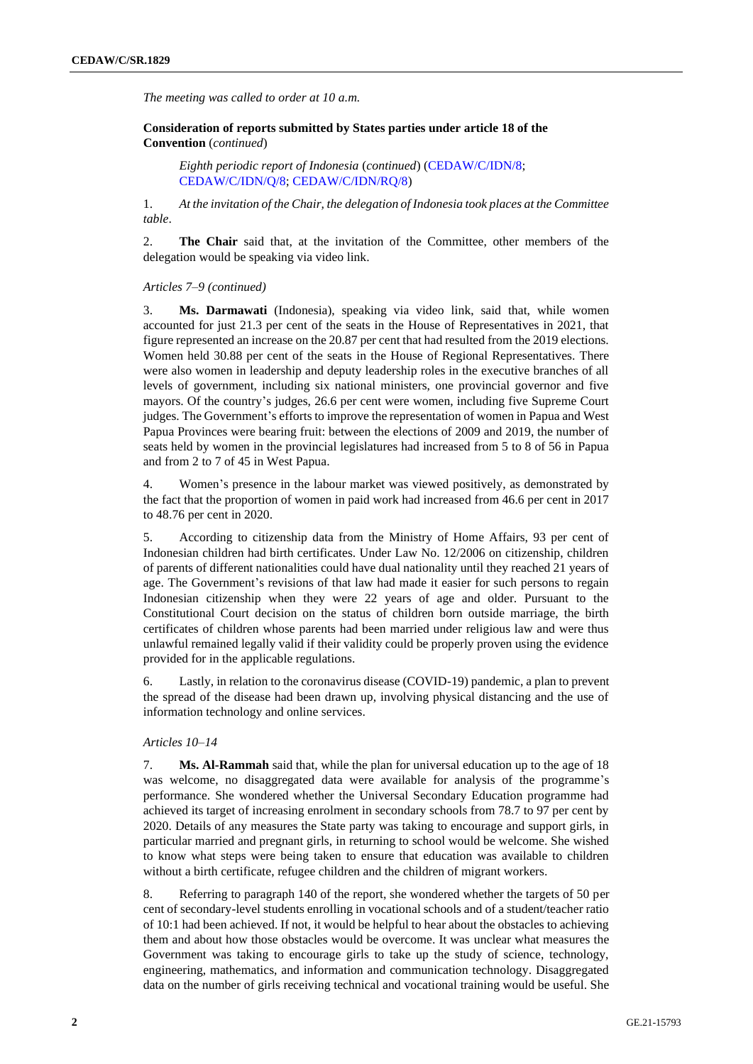*The meeting was called to order at 10 a.m.*

**Consideration of reports submitted by States parties under article 18 of the Convention** (*continued*)

*Eighth periodic report of Indonesia* (*continued*) (CEDAW/C/IDN/8; CEDAW/C/IDN/Q/8; CEDAW/C/IDN/RQ/8)

1. *At the invitation of the Chair, the delegation of Indonesia took places at the Committee table*.

2. **The Chair** said that, at the invitation of the Committee, other members of the delegation would be speaking via video link.

*Articles 7–9 (continued)*

3. **Ms. Darmawati** (Indonesia), speaking via video link, said that, while women accounted for just 21.3 per cent of the seats in the House of Representatives in 2021, that figure represented an increase on the 20.87 per cent that had resulted from the 2019 elections. Women held 30.88 per cent of the seats in the House of Regional Representatives. There were also women in leadership and deputy leadership roles in the executive branches of all levels of government, including six national ministers, one provincial governor and five mayors. Of the country's judges, 26.6 per cent were women, including five Supreme Court judges. The Government's efforts to improve the representation of women in Papua and West Papua Provinces were bearing fruit: between the elections of 2009 and 2019, the number of seats held by women in the provincial legislatures had increased from 5 to 8 of 56 in Papua and from 2 to 7 of 45 in West Papua.

4. Women's presence in the labour market was viewed positively, as demonstrated by the fact that the proportion of women in paid work had increased from 46.6 per cent in 2017 to 48.76 per cent in 2020.

5. According to citizenship data from the Ministry of Home Affairs, 93 per cent of Indonesian children had birth certificates. Under Law No. 12/2006 on citizenship, children of parents of different nationalities could have dual nationality until they reached 21 years of age. The Government's revisions of that law had made it easier for such persons to regain Indonesian citizenship when they were 22 years of age and older. Pursuant to the Constitutional Court decision on the status of children born outside marriage, the birth certificates of children whose parents had been married under religious law and were thus unlawful remained legally valid if their validity could be properly proven using the evidence provided for in the applicable regulations.

6. Lastly, in relation to the coronavirus disease (COVID-19) pandemic, a plan to prevent the spread of the disease had been drawn up, involving physical distancing and the use of information technology and online services.

*Articles 10–14*

7. **Ms. Al-Rammah** said that, while the plan for universal education up to the age of 18 was welcome, no disaggregated data were available for analysis of the programme's performance. She wondered whether the Universal Secondary Education programme had achieved its target of increasing enrolment in secondary schools from 78.7 to 97 per cent by 2020. Details of any measures the State party was taking to encourage and support girls, in particular married and pregnant girls, in returning to school would be welcome. She wished to know what steps were being taken to ensure that education was available to children without a birth certificate, refugee children and the children of migrant workers.

8. Referring to paragraph 140 of the report, she wondered whether the targets of 50 per cent of secondary-level students enrolling in vocational schools and of a student/teacher ratio of 10:1 had been achieved. If not, it would be helpful to hear about the obstacles to achieving them and about how those obstacles would be overcome. It was unclear what measures the Government was taking to encourage girls to take up the study of science, technology, engineering, mathematics, and information and communication technology. Disaggregated data on the number of girls receiving technical and vocational training would be useful. She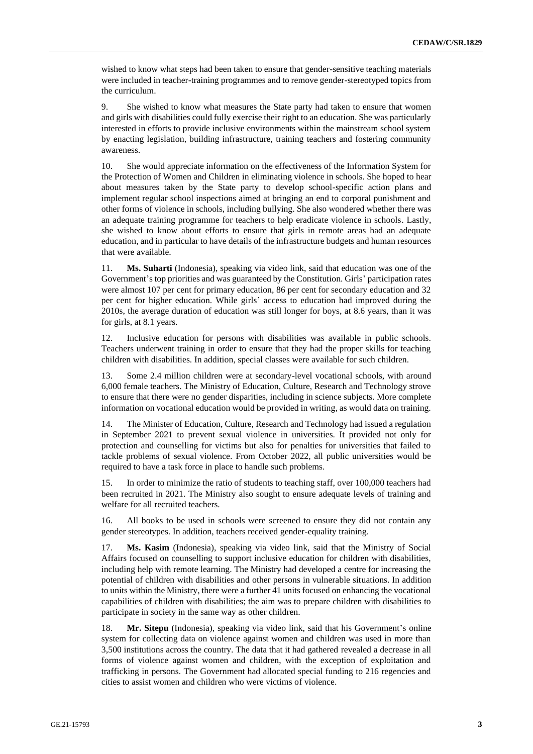wished to know what steps had been taken to ensure that gender-sensitive teaching materials were included in teacher-training programmes and to remove gender-stereotyped topics from the curriculum.

9. She wished to know what measures the State party had taken to ensure that women and girls with disabilities could fully exercise their right to an education. She was particularly interested in efforts to provide inclusive environments within the mainstream school system by enacting legislation, building infrastructure, training teachers and fostering community awareness.

10. She would appreciate information on the effectiveness of the Information System for the Protection of Women and Children in eliminating violence in schools. She hoped to hear about measures taken by the State party to develop school-specific action plans and implement regular school inspections aimed at bringing an end to corporal punishment and other forms of violence in schools, including bullying. She also wondered whether there was an adequate training programme for teachers to help eradicate violence in schools. Lastly, she wished to know about efforts to ensure that girls in remote areas had an adequate education, and in particular to have details of the infrastructure budgets and human resources that were available.

11. **Ms. Suharti** (Indonesia), speaking via video link, said that education was one of the Government's top priorities and was guaranteed by the Constitution. Girls' participation rates were almost 107 per cent for primary education, 86 per cent for secondary education and 32 per cent for higher education. While girls' access to education had improved during the 2010s, the average duration of education was still longer for boys, at 8.6 years, than it was for girls, at 8.1 years.

12. Inclusive education for persons with disabilities was available in public schools. Teachers underwent training in order to ensure that they had the proper skills for teaching children with disabilities. In addition, special classes were available for such children.

13. Some 2.4 million children were at secondary-level vocational schools, with around 6,000 female teachers. The Ministry of Education, Culture, Research and Technology strove to ensure that there were no gender disparities, including in science subjects. More complete information on vocational education would be provided in writing, as would data on training.

14. The Minister of Education, Culture, Research and Technology had issued a regulation in September 2021 to prevent sexual violence in universities. It provided not only for protection and counselling for victims but also for penalties for universities that failed to tackle problems of sexual violence. From October 2022, all public universities would be required to have a task force in place to handle such problems.

15. In order to minimize the ratio of students to teaching staff, over 100,000 teachers had been recruited in 2021. The Ministry also sought to ensure adequate levels of training and welfare for all recruited teachers.

16. All books to be used in schools were screened to ensure they did not contain any gender stereotypes. In addition, teachers received gender-equality training.

17. **Ms. Kasim** (Indonesia), speaking via video link, said that the Ministry of Social Affairs focused on counselling to support inclusive education for children with disabilities, including help with remote learning. The Ministry had developed a centre for increasing the potential of children with disabilities and other persons in vulnerable situations. In addition to units within the Ministry, there were a further 41 units focused on enhancing the vocational capabilities of children with disabilities; the aim was to prepare children with disabilities to participate in society in the same way as other children.

18. **Mr. Sitepu** (Indonesia), speaking via video link, said that his Government's online system for collecting data on violence against women and children was used in more than 3,500 institutions across the country. The data that it had gathered revealed a decrease in all forms of violence against women and children, with the exception of exploitation and trafficking in persons. The Government had allocated special funding to 216 regencies and cities to assist women and children who were victims of violence.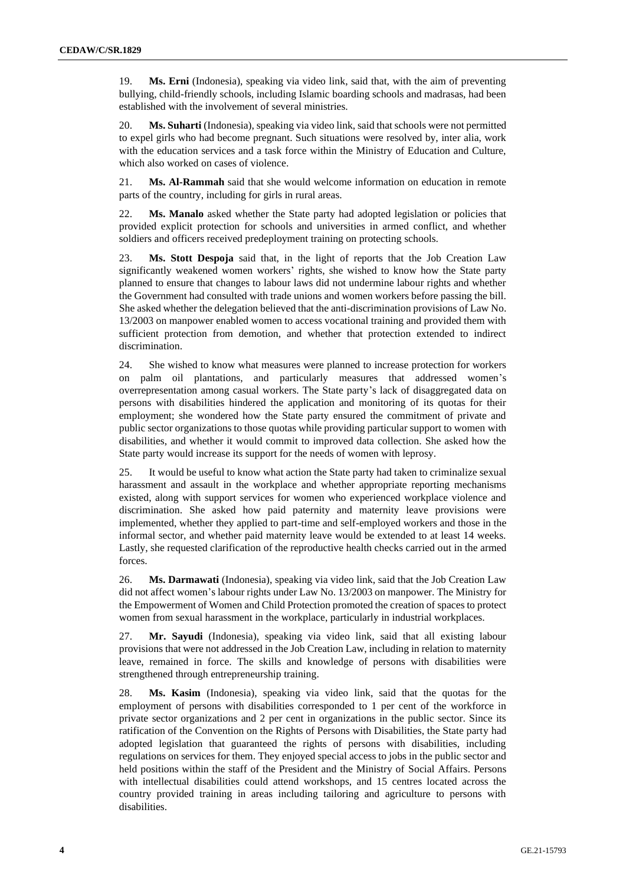19. **Ms. Erni** (Indonesia), speaking via video link, said that, with the aim of preventing bullying, child-friendly schools, including Islamic boarding schools and madrasas, had been established with the involvement of several ministries.

20. **Ms. Suharti** (Indonesia), speaking via video link, said that schools were not permitted to expel girls who had become pregnant. Such situations were resolved by, inter alia, work with the education services and a task force within the Ministry of Education and Culture, which also worked on cases of violence.

21. **Ms. Al-Rammah** said that she would welcome information on education in remote parts of the country, including for girls in rural areas.

22. **Ms. Manalo** asked whether the State party had adopted legislation or policies that provided explicit protection for schools and universities in armed conflict, and whether soldiers and officers received predeployment training on protecting schools.

23. **Ms. Stott Despoja** said that, in the light of reports that the Job Creation Law significantly weakened women workers' rights, she wished to know how the State party planned to ensure that changes to labour laws did not undermine labour rights and whether the Government had consulted with trade unions and women workers before passing the bill. She asked whether the delegation believed that the anti-discrimination provisions of Law No. 13/2003 on manpower enabled women to access vocational training and provided them with sufficient protection from demotion, and whether that protection extended to indirect discrimination.

24. She wished to know what measures were planned to increase protection for workers on palm oil plantations, and particularly measures that addressed women's overrepresentation among casual workers. The State party's lack of disaggregated data on persons with disabilities hindered the application and monitoring of its quotas for their employment; she wondered how the State party ensured the commitment of private and public sector organizations to those quotas while providing particular support to women with disabilities, and whether it would commit to improved data collection. She asked how the State party would increase its support for the needs of women with leprosy.

25. It would be useful to know what action the State party had taken to criminalize sexual harassment and assault in the workplace and whether appropriate reporting mechanisms existed, along with support services for women who experienced workplace violence and discrimination. She asked how paid paternity and maternity leave provisions were implemented, whether they applied to part-time and self-employed workers and those in the informal sector, and whether paid maternity leave would be extended to at least 14 weeks. Lastly, she requested clarification of the reproductive health checks carried out in the armed forces.

26. **Ms. Darmawati** (Indonesia), speaking via video link, said that the Job Creation Law did not affect women's labour rights under Law No. 13/2003 on manpower. The Ministry for the Empowerment of Women and Child Protection promoted the creation of spaces to protect women from sexual harassment in the workplace, particularly in industrial workplaces.

27. **Mr. Sayudi** (Indonesia), speaking via video link, said that all existing labour provisions that were not addressed in the Job Creation Law, including in relation to maternity leave, remained in force. The skills and knowledge of persons with disabilities were strengthened through entrepreneurship training.

28. **Ms. Kasim** (Indonesia), speaking via video link, said that the quotas for the employment of persons with disabilities corresponded to 1 per cent of the workforce in private sector organizations and 2 per cent in organizations in the public sector. Since its ratification of the Convention on the Rights of Persons with Disabilities, the State party had adopted legislation that guaranteed the rights of persons with disabilities, including regulations on services for them. They enjoyed special access to jobs in the public sector and held positions within the staff of the President and the Ministry of Social Affairs. Persons with intellectual disabilities could attend workshops, and 15 centres located across the country provided training in areas including tailoring and agriculture to persons with disabilities.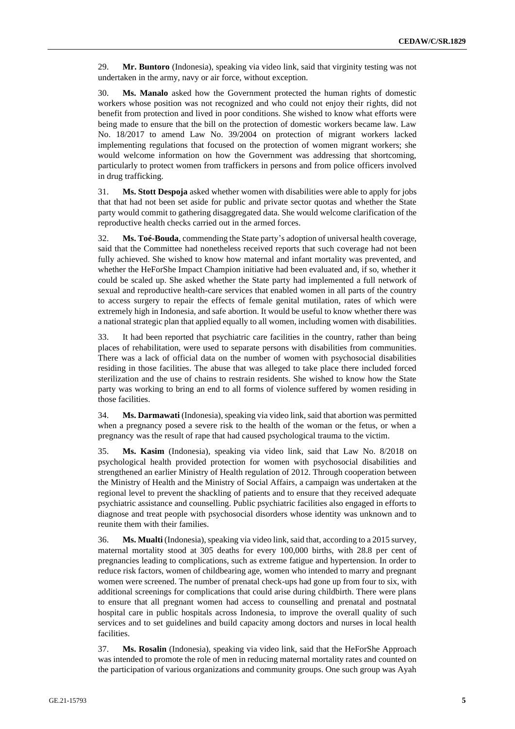29. **Mr. Buntoro** (Indonesia), speaking via video link, said that virginity testing was not undertaken in the army, navy or air force, without exception.

30. **Ms. Manalo** asked how the Government protected the human rights of domestic workers whose position was not recognized and who could not enjoy their rights, did not benefit from protection and lived in poor conditions. She wished to know what efforts were being made to ensure that the bill on the protection of domestic workers became law. Law No. 18/2017 to amend Law No. 39/2004 on protection of migrant workers lacked implementing regulations that focused on the protection of women migrant workers; she would welcome information on how the Government was addressing that shortcoming, particularly to protect women from traffickers in persons and from police officers involved in drug trafficking.

31. **Ms. Stott Despoja** asked whether women with disabilities were able to apply for jobs that that had not been set aside for public and private sector quotas and whether the State party would commit to gathering disaggregated data. She would welcome clarification of the reproductive health checks carried out in the armed forces.

32. **Ms. Toé-Bouda**, commending the State party's adoption of universal health coverage, said that the Committee had nonetheless received reports that such coverage had not been fully achieved. She wished to know how maternal and infant mortality was prevented, and whether the HeForShe Impact Champion initiative had been evaluated and, if so, whether it could be scaled up. She asked whether the State party had implemented a full network of sexual and reproductive health-care services that enabled women in all parts of the country to access surgery to repair the effects of female genital mutilation, rates of which were extremely high in Indonesia, and safe abortion. It would be useful to know whether there was a national strategic plan that applied equally to all women, including women with disabilities.

33. It had been reported that psychiatric care facilities in the country, rather than being places of rehabilitation, were used to separate persons with disabilities from communities. There was a lack of official data on the number of women with psychosocial disabilities residing in those facilities. The abuse that was alleged to take place there included forced sterilization and the use of chains to restrain residents. She wished to know how the State party was working to bring an end to all forms of violence suffered by women residing in those facilities.

34. **Ms. Darmawati** (Indonesia), speaking via video link, said that abortion was permitted when a pregnancy posed a severe risk to the health of the woman or the fetus, or when a pregnancy was the result of rape that had caused psychological trauma to the victim.

35. **Ms. Kasim** (Indonesia), speaking via video link, said that Law No. 8/2018 on psychological health provided protection for women with psychosocial disabilities and strengthened an earlier Ministry of Health regulation of 2012. Through cooperation between the Ministry of Health and the Ministry of Social Affairs, a campaign was undertaken at the regional level to prevent the shackling of patients and to ensure that they received adequate psychiatric assistance and counselling. Public psychiatric facilities also engaged in efforts to diagnose and treat people with psychosocial disorders whose identity was unknown and to reunite them with their families.

36. **Ms. Mualti** (Indonesia), speaking via video link, said that, according to a 2015 survey, maternal mortality stood at 305 deaths for every 100,000 births, with 28.8 per cent of pregnancies leading to complications, such as extreme fatigue and hypertension. In order to reduce risk factors, women of childbearing age, women who intended to marry and pregnant women were screened. The number of prenatal check-ups had gone up from four to six, with additional screenings for complications that could arise during childbirth. There were plans to ensure that all pregnant women had access to counselling and prenatal and postnatal hospital care in public hospitals across Indonesia, to improve the overall quality of such services and to set guidelines and build capacity among doctors and nurses in local health facilities.

37. **Ms. Rosalin** (Indonesia), speaking via video link, said that the HeForShe Approach was intended to promote the role of men in reducing maternal mortality rates and counted on the participation of various organizations and community groups. One such group was Ayah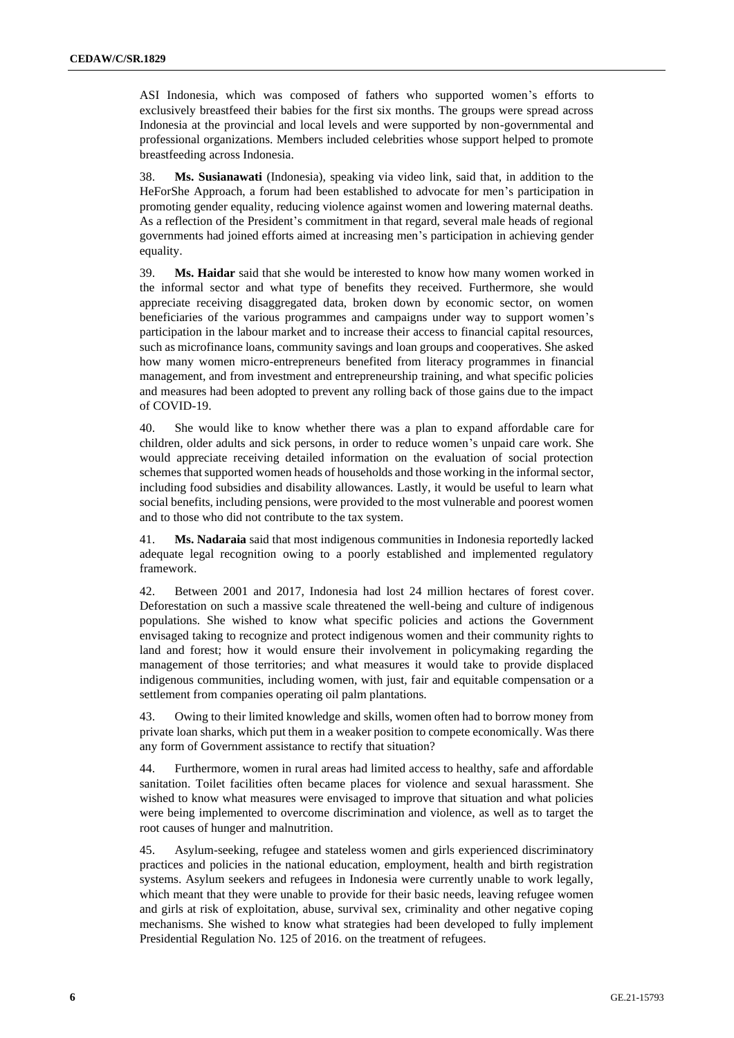ASI Indonesia, which was composed of fathers who supported women's efforts to exclusively breastfeed their babies for the first six months. The groups were spread across Indonesia at the provincial and local levels and were supported by non-governmental and professional organizations. Members included celebrities whose support helped to promote breastfeeding across Indonesia.

38. **Ms. Susianawati** (Indonesia), speaking via video link, said that, in addition to the HeForShe Approach, a forum had been established to advocate for men's participation in promoting gender equality, reducing violence against women and lowering maternal deaths. As a reflection of the President's commitment in that regard, several male heads of regional governments had joined efforts aimed at increasing men's participation in achieving gender equality.

39. **Ms. Haidar** said that she would be interested to know how many women worked in the informal sector and what type of benefits they received. Furthermore, she would appreciate receiving disaggregated data, broken down by economic sector, on women beneficiaries of the various programmes and campaigns under way to support women's participation in the labour market and to increase their access to financial capital resources, such as microfinance loans, community savings and loan groups and cooperatives. She asked how many women micro-entrepreneurs benefited from literacy programmes in financial management, and from investment and entrepreneurship training, and what specific policies and measures had been adopted to prevent any rolling back of those gains due to the impact of COVID-19.

40. She would like to know whether there was a plan to expand affordable care for children, older adults and sick persons, in order to reduce women's unpaid care work. She would appreciate receiving detailed information on the evaluation of social protection schemes that supported women heads of households and those working in the informal sector, including food subsidies and disability allowances. Lastly, it would be useful to learn what social benefits, including pensions, were provided to the most vulnerable and poorest women and to those who did not contribute to the tax system.

41. **Ms. Nadaraia** said that most indigenous communities in Indonesia reportedly lacked adequate legal recognition owing to a poorly established and implemented regulatory framework.

42. Between 2001 and 2017, Indonesia had lost 24 million hectares of forest cover. Deforestation on such a massive scale threatened the well-being and culture of indigenous populations. She wished to know what specific policies and actions the Government envisaged taking to recognize and protect indigenous women and their community rights to land and forest; how it would ensure their involvement in policymaking regarding the management of those territories; and what measures it would take to provide displaced indigenous communities, including women, with just, fair and equitable compensation or a settlement from companies operating oil palm plantations.

43. Owing to their limited knowledge and skills, women often had to borrow money from private loan sharks, which put them in a weaker position to compete economically. Was there any form of Government assistance to rectify that situation?

44. Furthermore, women in rural areas had limited access to healthy, safe and affordable sanitation. Toilet facilities often became places for violence and sexual harassment. She wished to know what measures were envisaged to improve that situation and what policies were being implemented to overcome discrimination and violence, as well as to target the root causes of hunger and malnutrition.

45. Asylum-seeking, refugee and stateless women and girls experienced discriminatory practices and policies in the national education, employment, health and birth registration systems. Asylum seekers and refugees in Indonesia were currently unable to work legally, which meant that they were unable to provide for their basic needs, leaving refugee women and girls at risk of exploitation, abuse, survival sex, criminality and other negative coping mechanisms. She wished to know what strategies had been developed to fully implement Presidential Regulation No. 125 of 2016. on the treatment of refugees.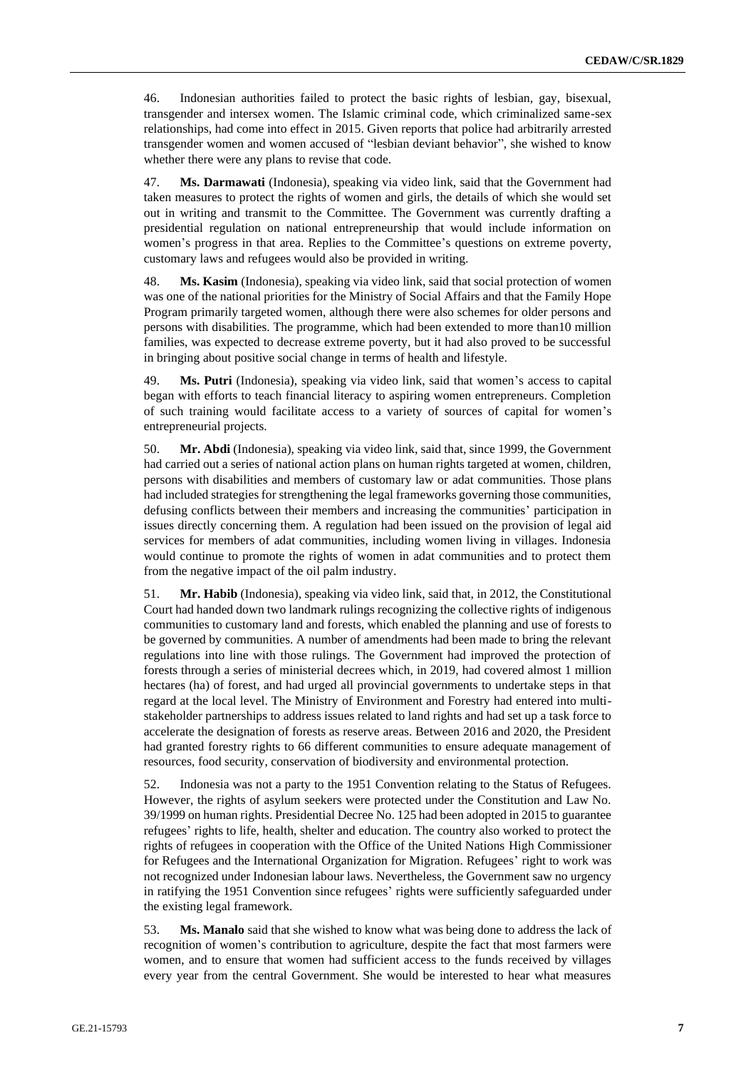46. Indonesian authorities failed to protect the basic rights of lesbian, gay, bisexual, transgender and intersex women. The Islamic criminal code, which criminalized same-sex relationships, had come into effect in 2015. Given reports that police had arbitrarily arrested transgender women and women accused of "lesbian deviant behavior", she wished to know whether there were any plans to revise that code.

47. **Ms. Darmawati** (Indonesia), speaking via video link, said that the Government had taken measures to protect the rights of women and girls, the details of which she would set out in writing and transmit to the Committee. The Government was currently drafting a presidential regulation on national entrepreneurship that would include information on women's progress in that area. Replies to the Committee's questions on extreme poverty, customary laws and refugees would also be provided in writing.

48. **Ms. Kasim** (Indonesia), speaking via video link, said that social protection of women was one of the national priorities for the Ministry of Social Affairs and that the Family Hope Program primarily targeted women, although there were also schemes for older persons and persons with disabilities. The programme, which had been extended to more than10 million families, was expected to decrease extreme poverty, but it had also proved to be successful in bringing about positive social change in terms of health and lifestyle.

49. **Ms. Putri** (Indonesia), speaking via video link, said that women's access to capital began with efforts to teach financial literacy to aspiring women entrepreneurs. Completion of such training would facilitate access to a variety of sources of capital for women's entrepreneurial projects.

50. **Mr. Abdi** (Indonesia), speaking via video link, said that, since 1999, the Government had carried out a series of national action plans on human rights targeted at women, children, persons with disabilities and members of customary law or adat communities. Those plans had included strategies for strengthening the legal frameworks governing those communities, defusing conflicts between their members and increasing the communities' participation in issues directly concerning them. A regulation had been issued on the provision of legal aid services for members of adat communities, including women living in villages. Indonesia would continue to promote the rights of women in adat communities and to protect them from the negative impact of the oil palm industry.

51. **Mr. Habib** (Indonesia), speaking via video link, said that, in 2012, the Constitutional Court had handed down two landmark rulings recognizing the collective rights of indigenous communities to customary land and forests, which enabled the planning and use of forests to be governed by communities. A number of amendments had been made to bring the relevant regulations into line with those rulings. The Government had improved the protection of forests through a series of ministerial decrees which, in 2019, had covered almost 1 million hectares (ha) of forest, and had urged all provincial governments to undertake steps in that regard at the local level. The Ministry of Environment and Forestry had entered into multi-stakeholder partnerships to address issues related to land rights and had set up a task force to accelerate the designation of forests as reserve areas. Between 2016 and 2020, the President had granted forestry rights to 66 different communities to ensure adequate management of resources, food security, conservation of biodiversity and environmental protection.

52. Indonesia was not a party to the 1951 Convention relating to the Status of Refugees. However, the rights of asylum seekers were protected under the Constitution and Law No. 39/1999 on human rights. Presidential Decree No. 125 had been adopted in 2015 to guarantee refugees' rights to life, health, shelter and education. The country also worked to protect the rights of refugees in cooperation with the Office of the United Nations High Commissioner for Refugees and the International Organization for Migration. Refugees' right to work was not recognized under Indonesian labour laws. Nevertheless, the Government saw no urgency in ratifying the 1951 Convention since refugees' rights were sufficiently safeguarded under the existing legal framework.

53. **Ms. Manalo** said that she wished to know what was being done to address the lack of recognition of women's contribution to agriculture, despite the fact that most farmers were women, and to ensure that women had sufficient access to the funds received by villages every year from the central Government. She would be interested to hear what measures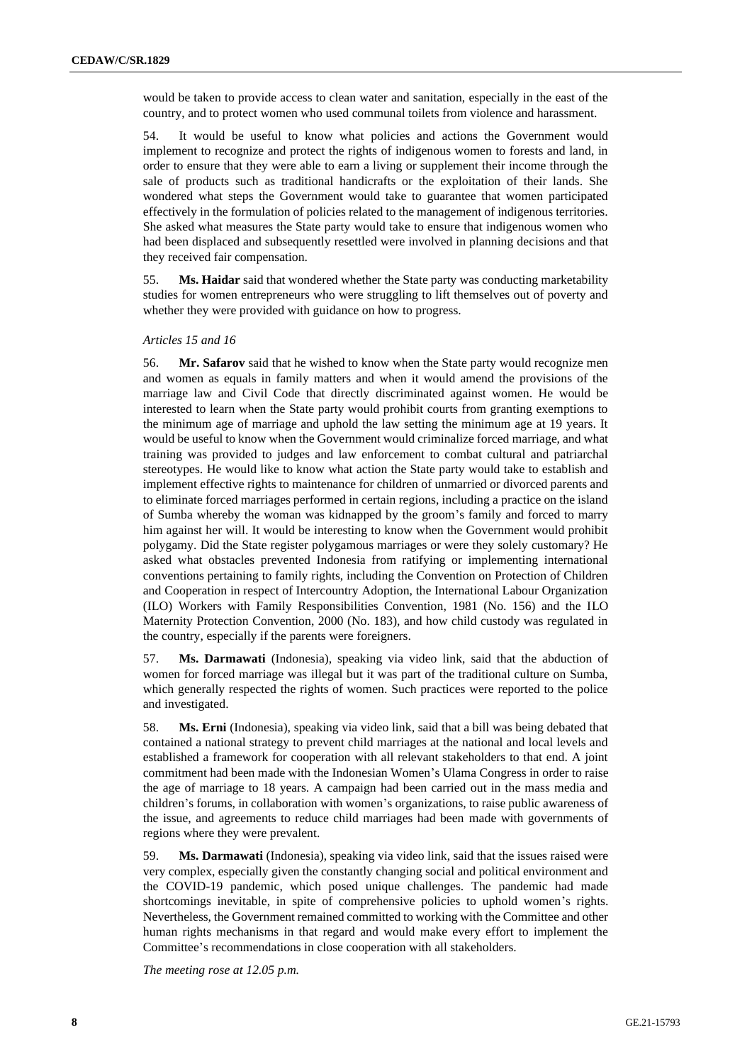would be taken to provide access to clean water and sanitation, especially in the east of the country, and to protect women who used communal toilets from violence and harassment.

54. It would be useful to know what policies and actions the Government would implement to recognize and protect the rights of indigenous women to forests and land, in order to ensure that they were able to earn a living or supplement their income through the sale of products such as traditional handicrafts or the exploitation of their lands. She wondered what steps the Government would take to guarantee that women participated effectively in the formulation of policies related to the management of indigenous territories. She asked what measures the State party would take to ensure that indigenous women who had been displaced and subsequently resettled were involved in planning decisions and that they received fair compensation.

55. **Ms. Haidar** said that wondered whether the State party was conducting marketability studies for women entrepreneurs who were struggling to lift themselves out of poverty and whether they were provided with guidance on how to progress.

*Articles 15 and 16*

56. **Mr. Safarov** said that he wished to know when the State party would recognize men and women as equals in family matters and when it would amend the provisions of the marriage law and Civil Code that directly discriminated against women. He would be interested to learn when the State party would prohibit courts from granting exemptions to the minimum age of marriage and uphold the law setting the minimum age at 19 years. It would be useful to know when the Government would criminalize forced marriage, and what training was provided to judges and law enforcement to combat cultural and patriarchal stereotypes. He would like to know what action the State party would take to establish and implement effective rights to maintenance for children of unmarried or divorced parents and to eliminate forced marriages performed in certain regions, including a practice on the island of Sumba whereby the woman was kidnapped by the groom's family and forced to marry him against her will. It would be interesting to know when the Government would prohibit polygamy. Did the State register polygamous marriages or were they solely customary? He asked what obstacles prevented Indonesia from ratifying or implementing international conventions pertaining to family rights, including the Convention on Protection of Children and Cooperation in respect of Intercountry Adoption, the International Labour Organization (ILO) Workers with Family Responsibilities Convention, 1981 (No. 156) and the ILO Maternity Protection Convention, 2000 (No. 183), and how child custody was regulated in the country, especially if the parents were foreigners.

57. **Ms. Darmawati** (Indonesia), speaking via video link, said that the abduction of women for forced marriage was illegal but it was part of the traditional culture on Sumba, which generally respected the rights of women. Such practices were reported to the police and investigated.

58. **Ms. Erni** (Indonesia), speaking via video link, said that a bill was being debated that contained a national strategy to prevent child marriages at the national and local levels and established a framework for cooperation with all relevant stakeholders to that end. A joint commitment had been made with the Indonesian Women's Ulama Congress in order to raise the age of marriage to 18 years. A campaign had been carried out in the mass media and children's forums, in collaboration with women's organizations, to raise public awareness of the issue, and agreements to reduce child marriages had been made with governments of regions where they were prevalent.

59. **Ms. Darmawati** (Indonesia), speaking via video link, said that the issues raised were very complex, especially given the constantly changing social and political environment and the COVID-19 pandemic, which posed unique challenges. The pandemic had made shortcomings inevitable, in spite of comprehensive policies to uphold women's rights. Nevertheless, the Government remained committed to working with the Committee and other human rights mechanisms in that regard and would make every effort to implement the Committee's recommendations in close cooperation with all stakeholders.

*The meeting rose at 12.05 p.m.*